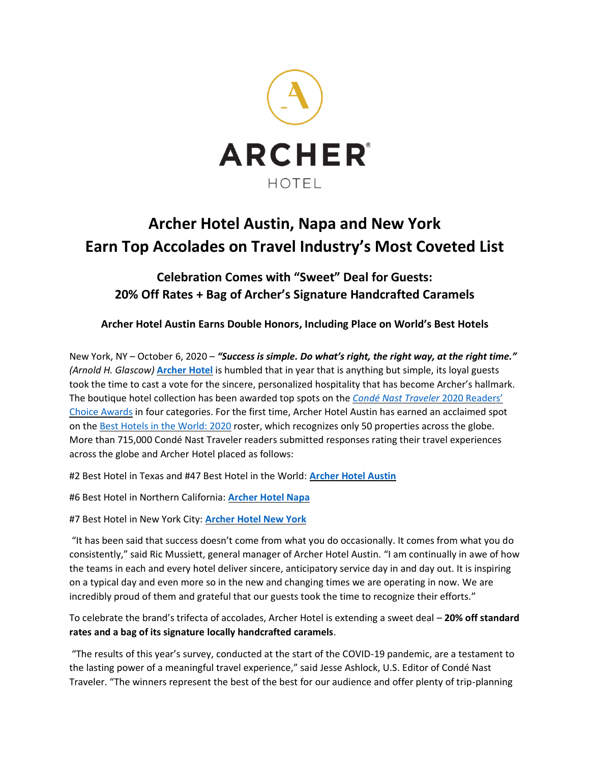ARCHER®

HOTEL

# Archer Hotel Austin, Napa and New York Earn Top Accolades on Travel Industry's Most Coveted List

## Celebration Comes with "Sweet" Deal for Guests: 20% Off Rates + Bag of Archer's Signature Handcrafted Caramels

### Archer Hotel Austin Earns Double Honors, Including Place on World's Best Hotels

New York, NY – October 6, 2020 – ***"Success is simple. Do what's right, the right way, at the right time."*** *(Arnold H. Glascow)* **Archer Hotel** is humbled that in year that is anything but simple, its loyal guests took the time to cast a vote for the sincere, personalized hospitality that has become Archer's hallmark. The boutique hotel collection has been awarded top spots on the *Condé Nast Traveler* 2020 Readers' Choice Awards in four categories. For the first time, Archer Hotel Austin has earned an acclaimed spot on the Best Hotels in the World: 2020 roster, which recognizes only 50 properties across the globe. More than 715,000 Condé Nast Traveler readers submitted responses rating their travel experiences across the globe and Archer Hotel placed as follows:

#2 Best Hotel in Texas and #47 Best Hotel in the World: **Archer Hotel Austin**

#6 Best Hotel in Northern California: **Archer Hotel Napa**

#7 Best Hotel in New York City: **Archer Hotel New York**

"It has been said that success doesn't come from what you do occasionally. It comes from what you do consistently," said Ric Mussiett, general manager of Archer Hotel Austin. "I am continually in awe of how the teams in each and every hotel deliver sincere, anticipatory service day in and day out. It is inspiring on a typical day and even more so in the new and changing times we are operating in now. We are incredibly proud of them and grateful that our guests took the time to recognize their efforts."

To celebrate the brand's trifecta of accolades, Archer Hotel is extending a sweet deal – **20% off standard rates and a bag of its signature locally handcrafted caramels**.

"The results of this year's survey, conducted at the start of the COVID-19 pandemic, are a testament to the lasting power of a meaningful travel experience," said Jesse Ashlock, U.S. Editor of Condé Nast Traveler. "The winners represent the best of the best for our audience and offer plenty of trip-planning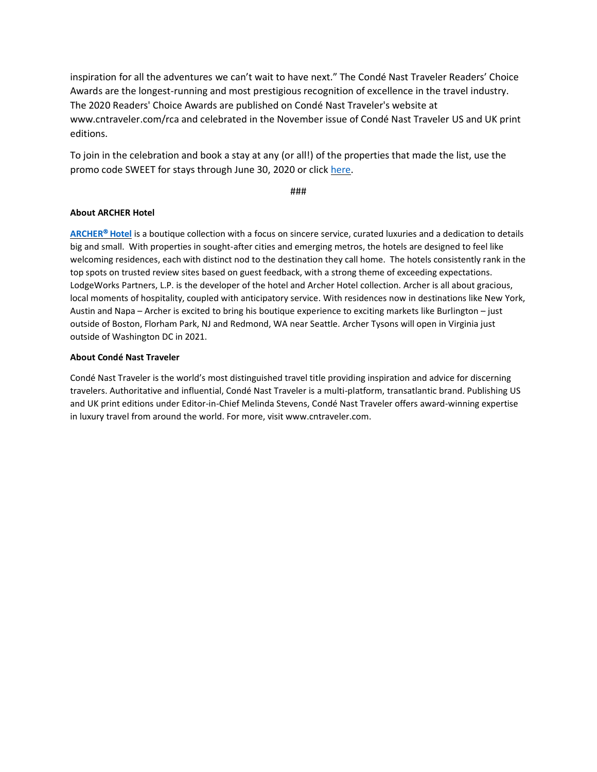inspiration for all the adventures we can't wait to have next." The Condé Nast Traveler Readers' Choice Awards are the longest-running and most prestigious recognition of excellence in the travel industry. The 2020 Readers' Choice Awards are published on Condé Nast Traveler's website at www.cntraveler.com/rca and celebrated in the November issue of Condé Nast Traveler US and UK print editions.

To join in the celebration and book a stay at any (or all!) of the properties that made the list, use the promo code SWEET for stays through June 30, 2020 or click here.

###

**About ARCHER Hotel**

**ARCHER® Hotel** is a boutique collection with a focus on sincere service, curated luxuries and a dedication to details big and small. With properties in sought-after cities and emerging metros, the hotels are designed to feel like welcoming residences, each with distinct nod to the destination they call home. The hotels consistently rank in the top spots on trusted review sites based on guest feedback, with a strong theme of exceeding expectations. LodgeWorks Partners, L.P. is the developer of the hotel and Archer Hotel collection. Archer is all about gracious, local moments of hospitality, coupled with anticipatory service. With residences now in destinations like New York, Austin and Napa – Archer is excited to bring his boutique experience to exciting markets like Burlington – just outside of Boston, Florham Park, NJ and Redmond, WA near Seattle. Archer Tysons will open in Virginia just outside of Washington DC in 2021.

**About Condé Nast Traveler**

Condé Nast Traveler is the world's most distinguished travel title providing inspiration and advice for discerning travelers. Authoritative and influential, Condé Nast Traveler is a multi-platform, transatlantic brand. Publishing US and UK print editions under Editor-in-Chief Melinda Stevens, Condé Nast Traveler offers award-winning expertise in luxury travel from around the world. For more, visit www.cntraveler.com.